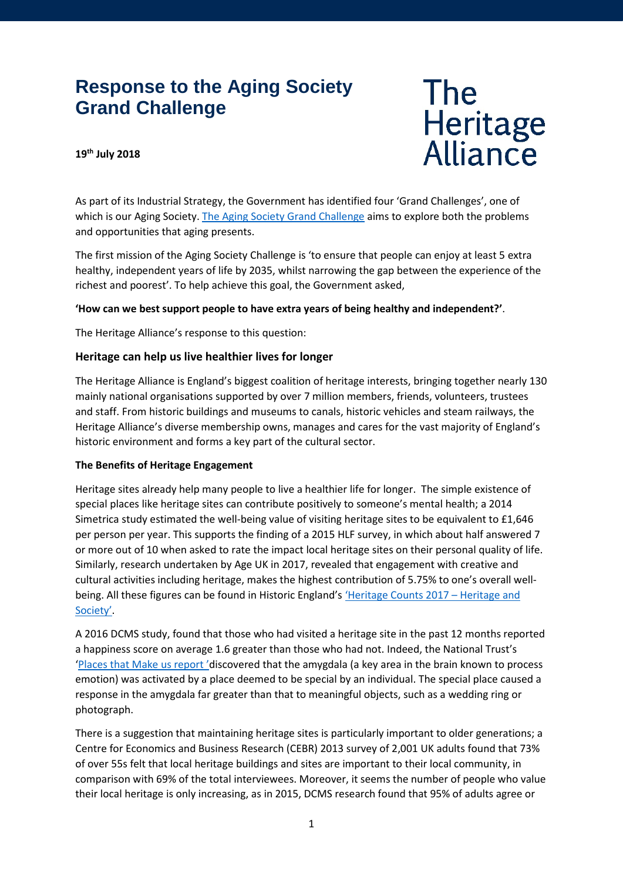# Response to the Aging Society Grand Challenge

The Heritage Alliance

**19th July 2018**

As part of its Industrial Strategy, the Government has identified four 'Grand Challenges', one of which is our Aging Society. [The Aging Society Grand Challenge]() aims to explore both the problems and opportunities that aging presents.

The first mission of the Aging Society Challenge is 'to ensure that people can enjoy at least 5 extra healthy, independent years of life by 2035, whilst narrowing the gap between the experience of the richest and poorest'. To help achieve this goal, the Government asked,

**'How can we best support people to have extra years of being healthy and independent?'**.

The Heritage Alliance's response to this question:

### Heritage can help us live healthier lives for longer

The Heritage Alliance is England's biggest coalition of heritage interests, bringing together nearly 130 mainly national organisations supported by over 7 million members, friends, volunteers, trustees and staff. From historic buildings and museums to canals, historic vehicles and steam railways, the Heritage Alliance's diverse membership owns, manages and cares for the vast majority of England's historic environment and forms a key part of the cultural sector.

**The Benefits of Heritage Engagement**

Heritage sites already help many people to live a healthier life for longer. The simple existence of special places like heritage sites can contribute positively to someone's mental health; a 2014 Simetrica study estimated the well-being value of visiting heritage sites to be equivalent to £1,646 per person per year. This supports the finding of a 2015 HLF survey, in which about half answered 7 or more out of 10 when asked to rate the impact local heritage sites on their personal quality of life. Similarly, research undertaken by Age UK in 2017, revealed that engagement with creative and cultural activities including heritage, makes the highest contribution of 5.75% to one's overall well-being. All these figures can be found in Historic England's ['Heritage Counts 2017 – Heritage and Society']().

A 2016 DCMS study, found that those who had visited a heritage site in the past 12 months reported a happiness score on average 1.6 greater than those who had not. Indeed, the National Trust's '[Places that Make us report ']()discovered that the amygdala (a key area in the brain known to process emotion) was activated by a place deemed to be special by an individual. The special place caused a response in the amygdala far greater than that to meaningful objects, such as a wedding ring or photograph.

There is a suggestion that maintaining heritage sites is particularly important to older generations; a Centre for Economics and Business Research (CEBR) 2013 survey of 2,001 UK adults found that 73% of over 55s felt that local heritage buildings and sites are important to their local community, in comparison with 69% of the total interviewees. Moreover, it seems the number of people who value their local heritage is only increasing, as in 2015, DCMS research found that 95% of adults agree or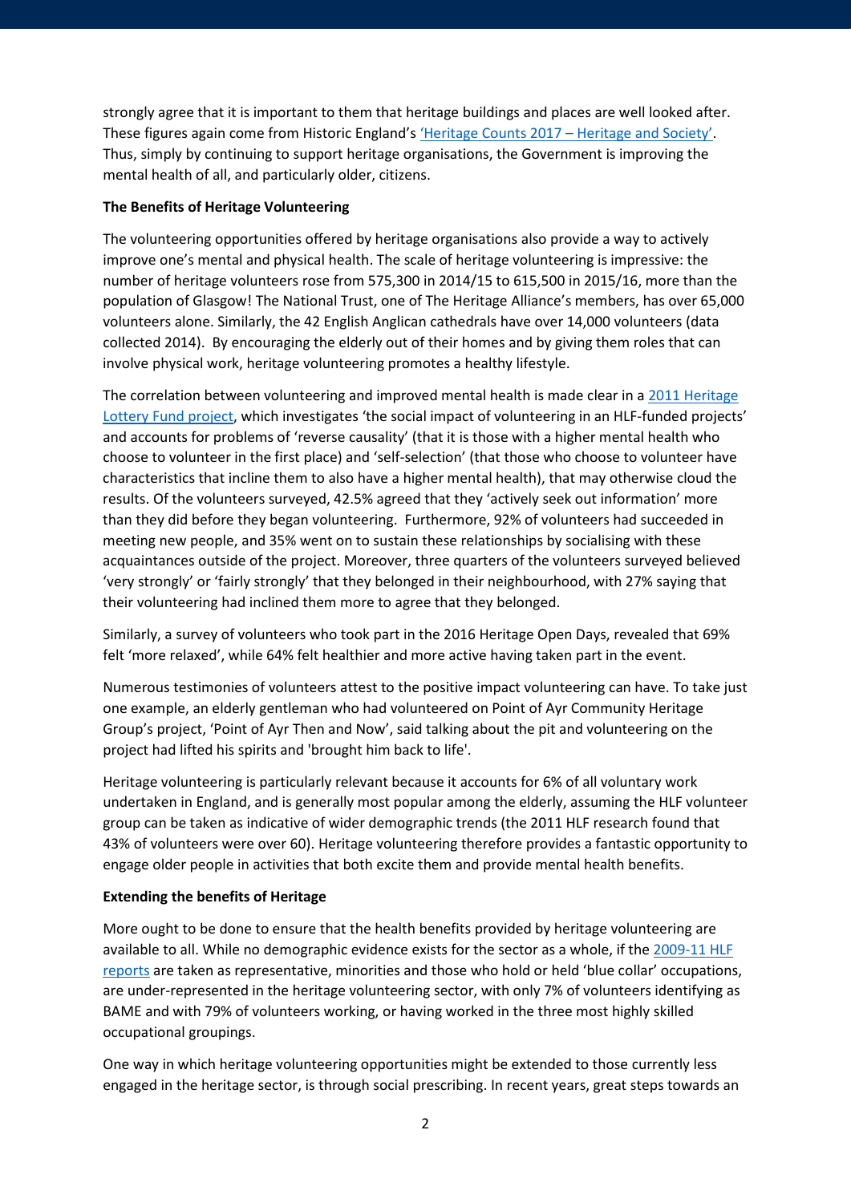strongly agree that it is important to them that heritage buildings and places are well looked after. These figures again come from Historic England's 'Heritage Counts 2017 – Heritage and Society'. Thus, simply by continuing to support heritage organisations, the Government is improving the mental health of all, and particularly older, citizens.

**The Benefits of Heritage Volunteering**

The volunteering opportunities offered by heritage organisations also provide a way to actively improve one's mental and physical health. The scale of heritage volunteering is impressive: the number of heritage volunteers rose from 575,300 in 2014/15 to 615,500 in 2015/16, more than the population of Glasgow! The National Trust, one of The Heritage Alliance's members, has over 65,000 volunteers alone. Similarly, the 42 English Anglican cathedrals have over 14,000 volunteers (data collected 2014). By encouraging the elderly out of their homes and by giving them roles that can involve physical work, heritage volunteering promotes a healthy lifestyle.

The correlation between volunteering and improved mental health is made clear in a 2011 Heritage Lottery Fund project, which investigates 'the social impact of volunteering in an HLF-funded projects' and accounts for problems of 'reverse causality' (that it is those with a higher mental health who choose to volunteer in the first place) and 'self-selection' (that those who choose to volunteer have characteristics that incline them to also have a higher mental health), that may otherwise cloud the results. Of the volunteers surveyed, 42.5% agreed that they 'actively seek out information' more than they did before they began volunteering. Furthermore, 92% of volunteers had succeeded in meeting new people, and 35% went on to sustain these relationships by socialising with these acquaintances outside of the project. Moreover, three quarters of the volunteers surveyed believed 'very strongly' or 'fairly strongly' that they belonged in their neighbourhood, with 27% saying that their volunteering had inclined them more to agree that they belonged.

Similarly, a survey of volunteers who took part in the 2016 Heritage Open Days, revealed that 69% felt 'more relaxed', while 64% felt healthier and more active having taken part in the event.

Numerous testimonies of volunteers attest to the positive impact volunteering can have. To take just one example, an elderly gentleman who had volunteered on Point of Ayr Community Heritage Group's project, 'Point of Ayr Then and Now', said talking about the pit and volunteering on the project had lifted his spirits and 'brought him back to life'.

Heritage volunteering is particularly relevant because it accounts for 6% of all voluntary work undertaken in England, and is generally most popular among the elderly, assuming the HLF volunteer group can be taken as indicative of wider demographic trends (the 2011 HLF research found that 43% of volunteers were over 60). Heritage volunteering therefore provides a fantastic opportunity to engage older people in activities that both excite them and provide mental health benefits.

**Extending the benefits of Heritage**

More ought to be done to ensure that the health benefits provided by heritage volunteering are available to all. While no demographic evidence exists for the sector as a whole, if the 2009-11 HLF reports are taken as representative, minorities and those who hold or held 'blue collar' occupations, are under-represented in the heritage volunteering sector, with only 7% of volunteers identifying as BAME and with 79% of volunteers working, or having worked in the three most highly skilled occupational groupings.

One way in which heritage volunteering opportunities might be extended to those currently less engaged in the heritage sector, is through social prescribing. In recent years, great steps towards an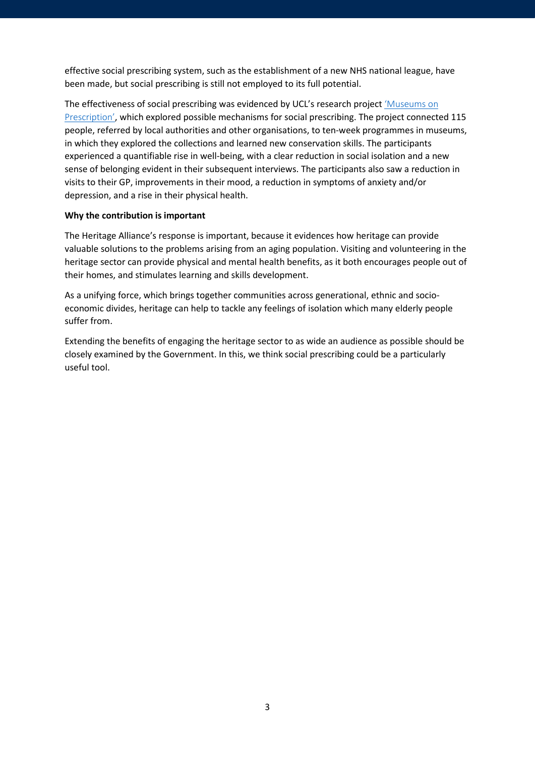effective social prescribing system, such as the establishment of a new NHS national league, have been made, but social prescribing is still not employed to its full potential.

The effectiveness of social prescribing was evidenced by UCL's research project 'Museums on Prescription', which explored possible mechanisms for social prescribing. The project connected 115 people, referred by local authorities and other organisations, to ten-week programmes in museums, in which they explored the collections and learned new conservation skills. The participants experienced a quantifiable rise in well-being, with a clear reduction in social isolation and a new sense of belonging evident in their subsequent interviews. The participants also saw a reduction in visits to their GP, improvements in their mood, a reduction in symptoms of anxiety and/or depression, and a rise in their physical health.

**Why the contribution is important**

The Heritage Alliance's response is important, because it evidences how heritage can provide valuable solutions to the problems arising from an aging population. Visiting and volunteering in the heritage sector can provide physical and mental health benefits, as it both encourages people out of their homes, and stimulates learning and skills development.

As a unifying force, which brings together communities across generational, ethnic and socio-economic divides, heritage can help to tackle any feelings of isolation which many elderly people suffer from.

Extending the benefits of engaging the heritage sector to as wide an audience as possible should be closely examined by the Government. In this, we think social prescribing could be a particularly useful tool.